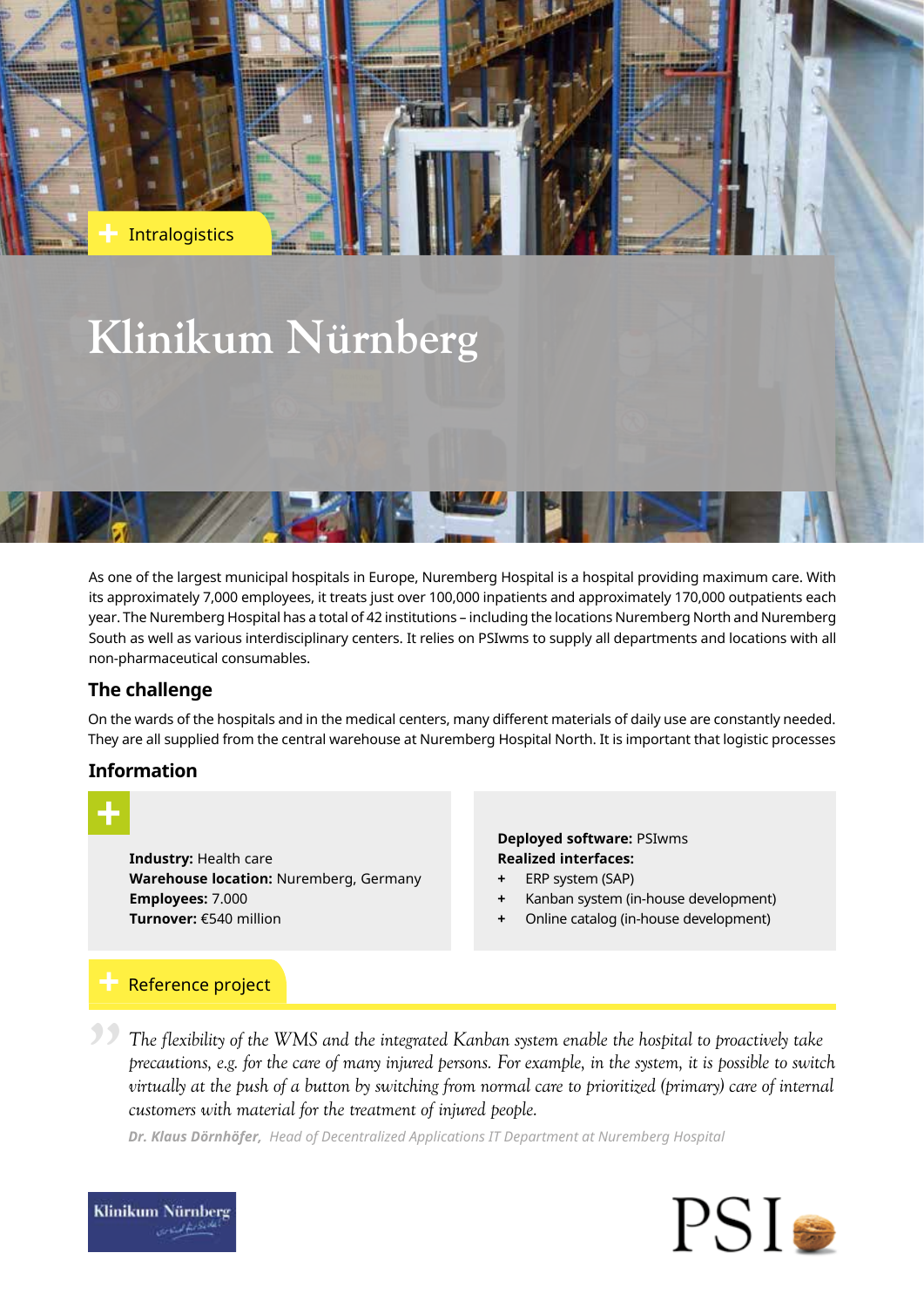Intralogistics

# Klinikum Nürnberg

As one of the largest municipal hospitals in Europe, Nuremberg Hospital is a hospital providing maximum care. With its approximately 7,000 employees, it treats just over 100,000 inpatients and approximately 170,000 outpatients each year. The Nuremberg Hospital has a total of 42 institutions – including the locations Nuremberg North and Nuremberg South as well as various interdisciplinary centers. It relies on PSIwms to supply all departments and locations with all non-pharmaceutical consumables.

## The challenge

On the wards of the hospitals and in the medical centers, many different materials of daily use are constantly needed. They are all supplied from the central warehouse at Nuremberg Hospital North. It is important that logistic processes

## Information

**Industry:** Health care
**Warehouse location:** Nuremberg, Germany
**Employees:** 7.000
**Turnover:** €540 million

**Deployed software:** PSIwms
**Realized interfaces:**

- ERP system (SAP)
- Kanban system (in-house development)
- Online catalog (in-house development)

## Reference project

> *The flexibility of the WMS and the integrated Kanban system enable the hospital to proactively take precautions, e.g. for the care of many injured persons. For example, in the system, it is possible to switch virtually at the push of a button by switching from normal care to prioritized (primary) care of internal customers with material for the treatment of injured people.*
>
> ***Dr. Klaus Dörnhöfer,*** *Head of Decentralized Applications IT Department at Nuremberg Hospital*

Klinikum Nürnberg

PSI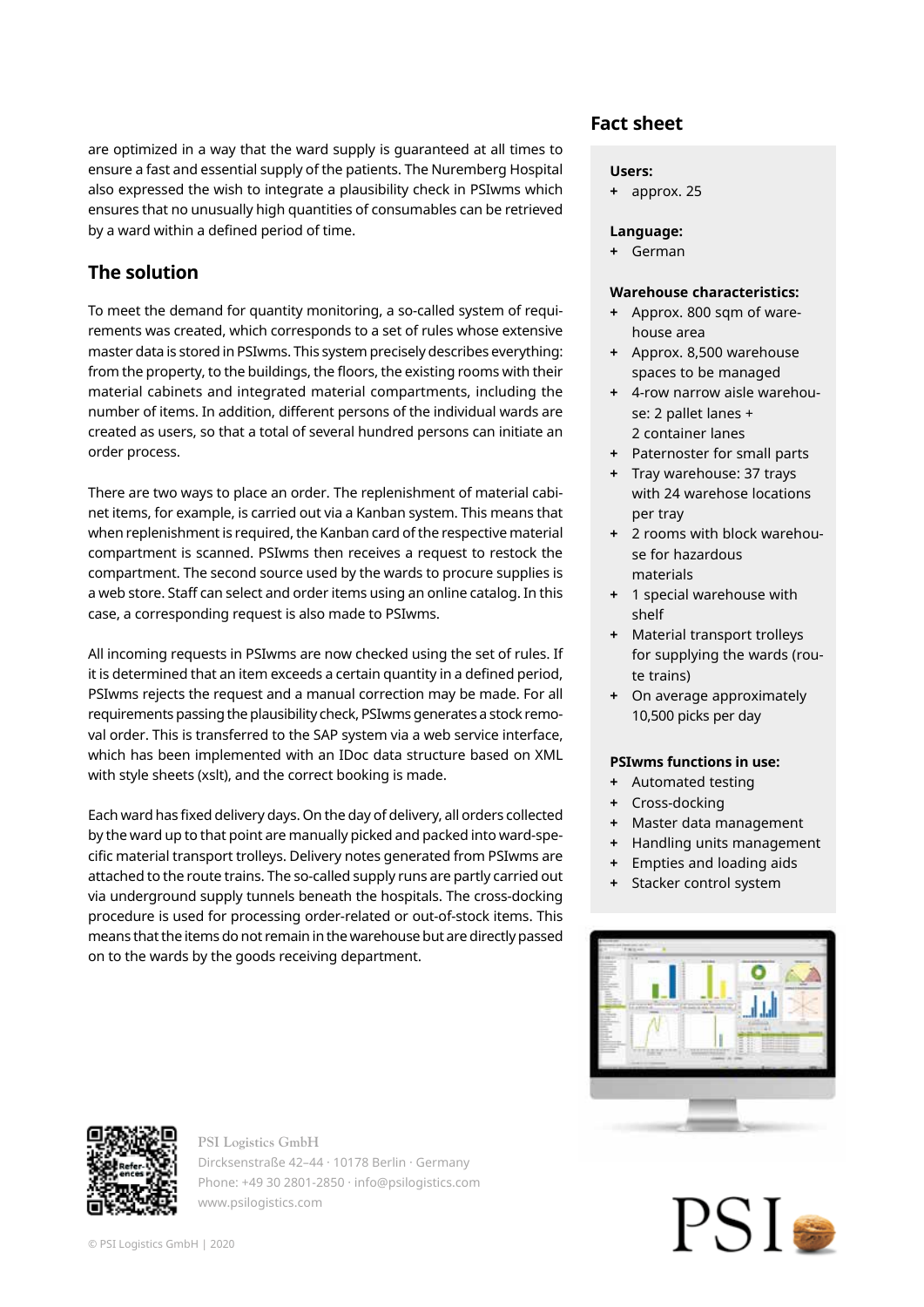are optimized in a way that the ward supply is guaranteed at all times to ensure a fast and essential supply of the patients. The Nuremberg Hospital also expressed the wish to integrate a plausibility check in PSIwms which ensures that no unusually high quantities of consumables can be retrieved by a ward within a defined period of time.

## The solution

To meet the demand for quantity monitoring, a so-called system of requirements was created, which corresponds to a set of rules whose extensive master data is stored in PSIwms. This system precisely describes everything: from the property, to the buildings, the floors, the existing rooms with their material cabinets and integrated material compartments, including the number of items. In addition, different persons of the individual wards are created as users, so that a total of several hundred persons can initiate an order process.

There are two ways to place an order. The replenishment of material cabinet items, for example, is carried out via a Kanban system. This means that when replenishment is required, the Kanban card of the respective material compartment is scanned. PSIwms then receives a request to restock the compartment. The second source used by the wards to procure supplies is a web store. Staff can select and order items using an online catalog. In this case, a corresponding request is also made to PSIwms.

All incoming requests in PSIwms are now checked using the set of rules. If it is determined that an item exceeds a certain quantity in a defined period, PSIwms rejects the request and a manual correction may be made. For all requirements passing the plausibility check, PSIwms generates a stock removal order. This is transferred to the SAP system via a web service interface, which has been implemented with an IDoc data structure based on XML with style sheets (xslt), and the correct booking is made.

Each ward has fixed delivery days. On the day of delivery, all orders collected by the ward up to that point are manually picked and packed into ward-specific material transport trolleys. Delivery notes generated from PSIwms are attached to the route trains. The so-called supply runs are partly carried out via underground supply tunnels beneath the hospitals. The cross-docking procedure is used for processing order-related or out-of-stock items. This means that the items do not remain in the warehouse but are directly passed on to the wards by the goods receiving department.

## Fact sheet

**Users:**
+ approx. 25

**Language:**
+ German

**Warehouse characteristics:**
+ Approx. 800 sqm of warehouse area
+ Approx. 8,500 warehouse spaces to be managed
+ 4-row narrow aisle warehouse: 2 pallet lanes + 2 container lanes
+ Paternoster for small parts
+ Tray warehouse: 37 trays with 24 warehouse locations per tray
+ 2 rooms with block warehouse for hazardous materials
+ 1 special warehouse with shelf
+ Material transport trolleys for supplying the wards (route trains)
+ On average approximately 10,500 picks per day

**PSIwms functions in use:**
+ Automated testing
+ Cross-docking
+ Master data management
+ Handling units management
+ Empties and loading aids
+ Stacker control system

PSI Logistics GmbH
Dircksenstraße 42–44 · 10178 Berlin · Germany
Phone: +49 30 2801-2850 · info@psilogistics.com
www.psilogistics.com

© PSI Logistics GmbH | 2020